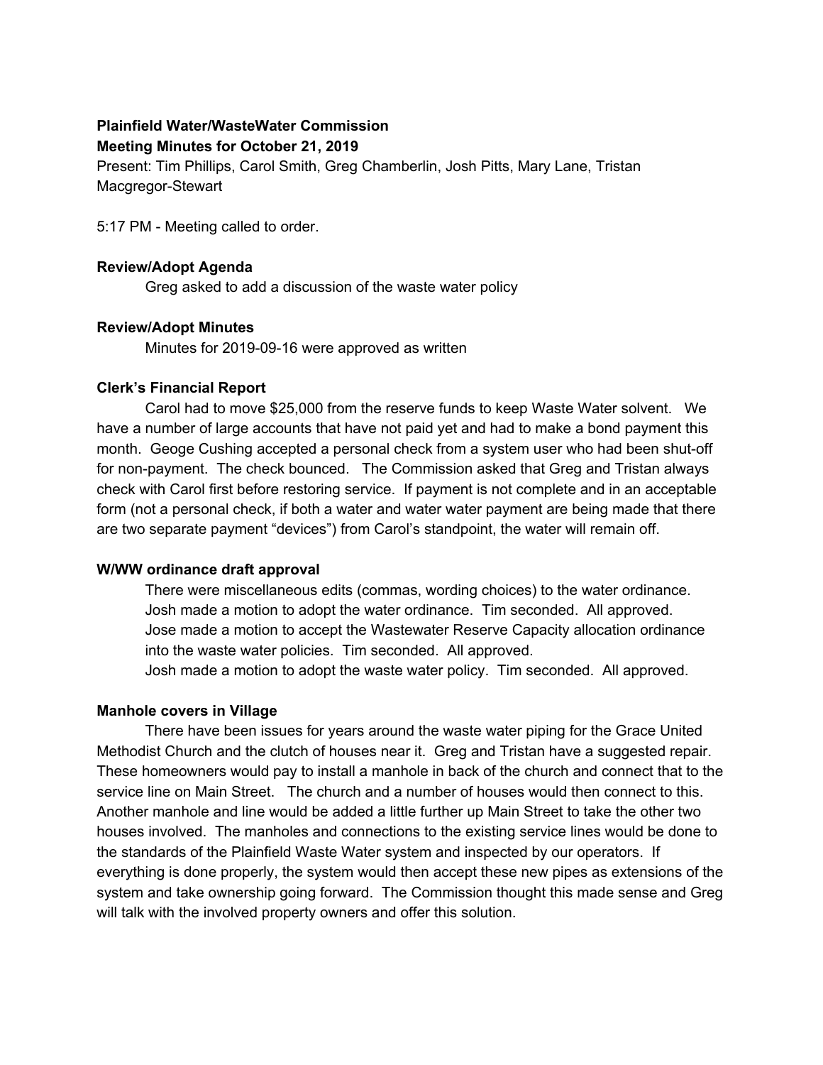**Plainfield Water/WasteWater Commission**
**Meeting Minutes for October 21, 2019**

Present: Tim Phillips, Carol Smith, Greg Chamberlin, Josh Pitts, Mary Lane, Tristan Macgregor-Stewart

5:17 PM - Meeting called to order.

**Review/Adopt Agenda**

Greg asked to add a discussion of the waste water policy

**Review/Adopt Minutes**

Minutes for 2019-09-16 were approved as written

**Clerk's Financial Report**

Carol had to move $25,000 from the reserve funds to keep Waste Water solvent. We have a number of large accounts that have not paid yet and had to make a bond payment this month. Geoge Cushing accepted a personal check from a system user who had been shut-off for non-payment. The check bounced. The Commission asked that Greg and Tristan always check with Carol first before restoring service. If payment is not complete and in an acceptable form (not a personal check, if both a water and water water payment are being made that there are two separate payment "devices") from Carol's standpoint, the water will remain off.

**W/WW ordinance draft approval**

There were miscellaneous edits (commas, wording choices) to the water ordinance. Josh made a motion to adopt the water ordinance. Tim seconded. All approved.
Jose made a motion to accept the Wastewater Reserve Capacity allocation ordinance into the waste water policies. Tim seconded. All approved.
Josh made a motion to adopt the waste water policy. Tim seconded. All approved.

**Manhole covers in Village**

There have been issues for years around the waste water piping for the Grace United Methodist Church and the clutch of houses near it. Greg and Tristan have a suggested repair. These homeowners would pay to install a manhole in back of the church and connect that to the service line on Main Street. The church and a number of houses would then connect to this. Another manhole and line would be added a little further up Main Street to take the other two houses involved. The manholes and connections to the existing service lines would be done to the standards of the Plainfield Waste Water system and inspected by our operators. If everything is done properly, the system would then accept these new pipes as extensions of the system and take ownership going forward. The Commission thought this made sense and Greg will talk with the involved property owners and offer this solution.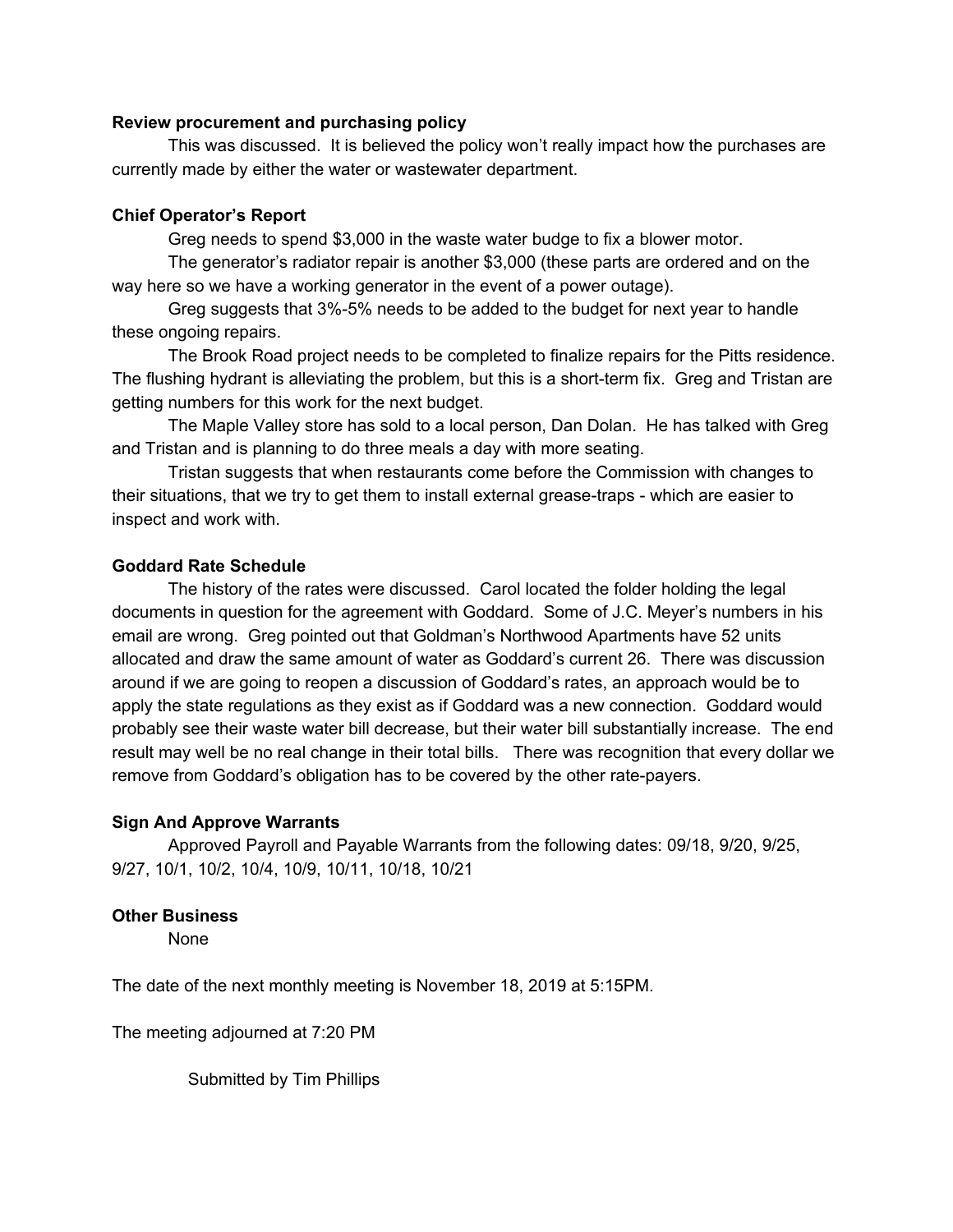**Review procurement and purchasing policy**

This was discussed. It is believed the policy won't really impact how the purchases are currently made by either the water or wastewater department.

**Chief Operator's Report**

Greg needs to spend $3,000 in the waste water budge to fix a blower motor.

The generator's radiator repair is another $3,000 (these parts are ordered and on the way here so we have a working generator in the event of a power outage).

Greg suggests that 3%-5% needs to be added to the budget for next year to handle these ongoing repairs.

The Brook Road project needs to be completed to finalize repairs for the Pitts residence. The flushing hydrant is alleviating the problem, but this is a short-term fix. Greg and Tristan are getting numbers for this work for the next budget.

The Maple Valley store has sold to a local person, Dan Dolan. He has talked with Greg and Tristan and is planning to do three meals a day with more seating.

Tristan suggests that when restaurants come before the Commission with changes to their situations, that we try to get them to install external grease-traps - which are easier to inspect and work with.

**Goddard Rate Schedule**

The history of the rates were discussed. Carol located the folder holding the legal documents in question for the agreement with Goddard. Some of J.C. Meyer's numbers in his email are wrong. Greg pointed out that Goldman's Northwood Apartments have 52 units allocated and draw the same amount of water as Goddard's current 26. There was discussion around if we are going to reopen a discussion of Goddard's rates, an approach would be to apply the state regulations as they exist as if Goddard was a new connection. Goddard would probably see their waste water bill decrease, but their water bill substantially increase. The end result may well be no real change in their total bills. There was recognition that every dollar we remove from Goddard's obligation has to be covered by the other rate-payers.

**Sign And Approve Warrants**

Approved Payroll and Payable Warrants from the following dates: 09/18, 9/20, 9/25, 9/27, 10/1, 10/2, 10/4, 10/9, 10/11, 10/18, 10/21

**Other Business**

None

The date of the next monthly meeting is November 18, 2019 at 5:15PM.

The meeting adjourned at 7:20 PM

Submitted by Tim Phillips